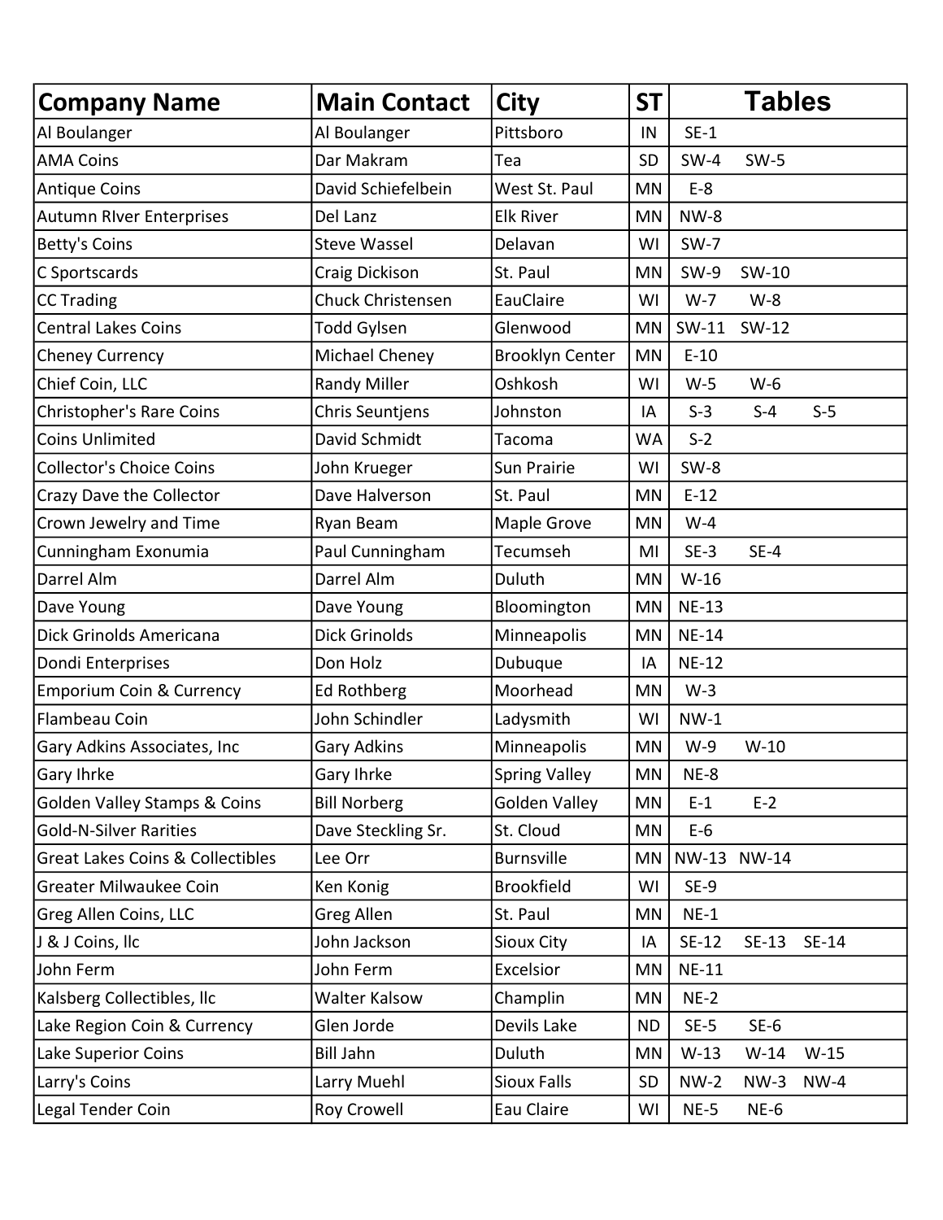| Company Name | Main Contact | City | ST | Tables |
|---|---|---|---|---|
| Al Boulanger | Al Boulanger | Pittsboro | IN | SE-1 |
| AMA Coins | Dar Makram | Tea | SD | SW-4 SW-5 |
| Antique Coins | David Schiefelbein | West St. Paul | MN | E-8 |
| Autumn RIver Enterprises | Del Lanz | Elk River | MN | NW-8 |
| Betty's Coins | Steve Wassel | Delavan | WI | SW-7 |
| C Sportscards | Craig Dickison | St. Paul | MN | SW-9 SW-10 |
| CC Trading | Chuck Christensen | EauClaire | WI | W-7 W-8 |
| Central Lakes Coins | Todd Gylsen | Glenwood | MN | SW-11 SW-12 |
| Cheney Currency | Michael Cheney | Brooklyn Center | MN | E-10 |
| Chief Coin, LLC | Randy Miller | Oshkosh | WI | W-5 W-6 |
| Christopher's Rare Coins | Chris Seuntjens | Johnston | IA | S-3 S-4 S-5 |
| Coins Unlimited | David Schmidt | Tacoma | WA | S-2 |
| Collector's Choice Coins | John Krueger | Sun Prairie | WI | SW-8 |
| Crazy Dave the Collector | Dave Halverson | St. Paul | MN | E-12 |
| Crown Jewelry and Time | Ryan Beam | Maple Grove | MN | W-4 |
| Cunningham Exonumia | Paul Cunningham | Tecumseh | MI | SE-3 SE-4 |
| Darrel Alm | Darrel Alm | Duluth | MN | W-16 |
| Dave Young | Dave Young | Bloomington | MN | NE-13 |
| Dick Grinolds Americana | Dick Grinolds | Minneapolis | MN | NE-14 |
| Dondi Enterprises | Don Holz | Dubuque | IA | NE-12 |
| Emporium Coin & Currency | Ed Rothberg | Moorhead | MN | W-3 |
| Flambeau Coin | John Schindler | Ladysmith | WI | NW-1 |
| Gary Adkins Associates, Inc | Gary Adkins | Minneapolis | MN | W-9 W-10 |
| Gary Ihrke | Gary Ihrke | Spring Valley | MN | NE-8 |
| Golden Valley Stamps & Coins | Bill Norberg | Golden Valley | MN | E-1 E-2 |
| Gold-N-Silver Rarities | Dave Steckling Sr. | St. Cloud | MN | E-6 |
| Great Lakes Coins & Collectibles | Lee Orr | Burnsville | MN | NW-13 NW-14 |
| Greater Milwaukee Coin | Ken Konig | Brookfield | WI | SE-9 |
| Greg Allen Coins, LLC | Greg Allen | St. Paul | MN | NE-1 |
| J & J Coins, llc | John Jackson | Sioux City | IA | SE-12 SE-13 SE-14 |
| John Ferm | John Ferm | Excelsior | MN | NE-11 |
| Kalsberg Collectibles, llc | Walter Kalsow | Champlin | MN | NE-2 |
| Lake Region Coin & Currency | Glen Jorde | Devils Lake | ND | SE-5 SE-6 |
| Lake Superior Coins | Bill Jahn | Duluth | MN | W-13 W-14 W-15 |
| Larry's Coins | Larry Muehl | Sioux Falls | SD | NW-2 NW-3 NW-4 |
| Legal Tender Coin | Roy Crowell | Eau Claire | WI | NE-5 NE-6 |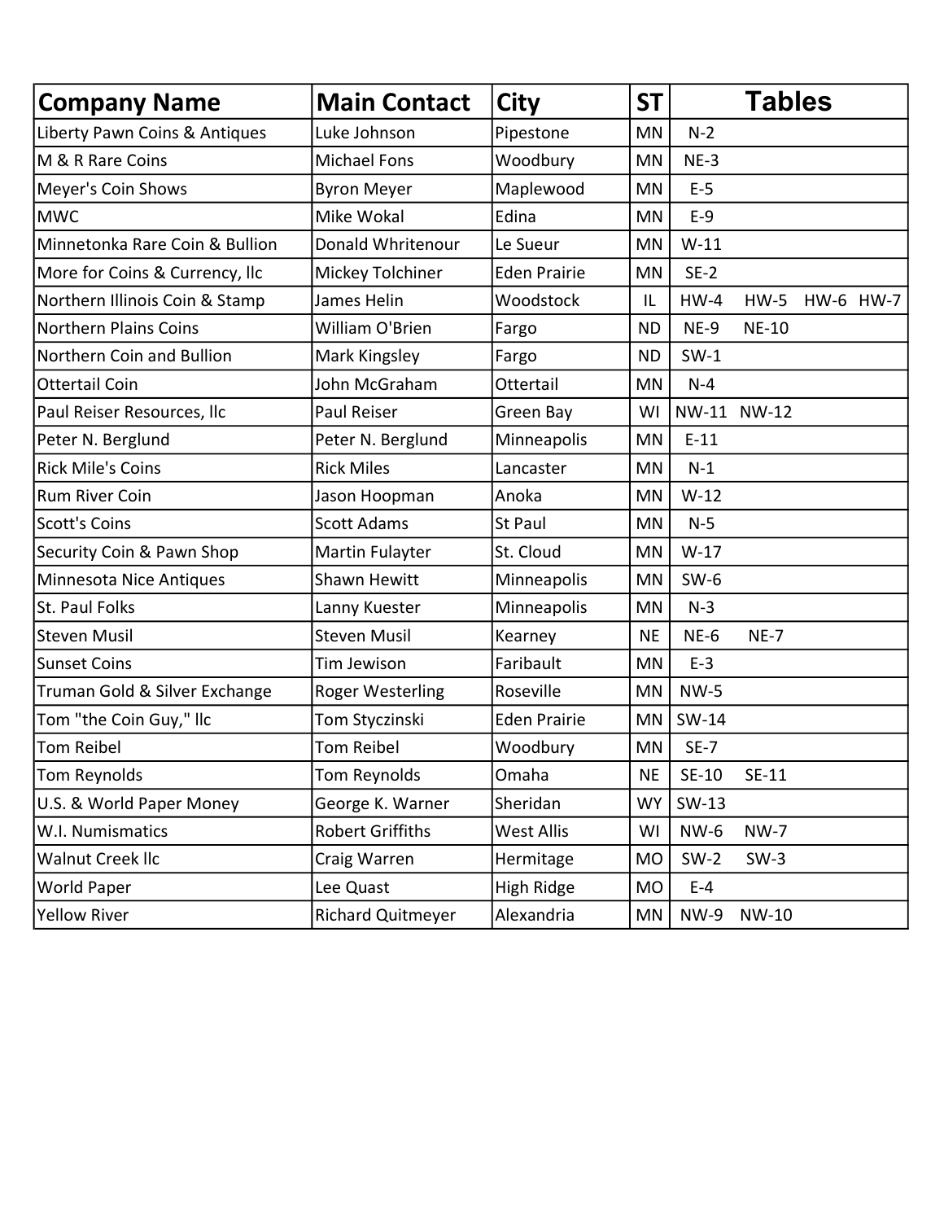| Company Name | Main Contact | City | ST | Tables |
|---|---|---|---|---|
| Liberty Pawn Coins & Antiques | Luke Johnson | Pipestone | MN | N-2 |
| M & R Rare Coins | Michael Fons | Woodbury | MN | NE-3 |
| Meyer's Coin Shows | Byron Meyer | Maplewood | MN | E-5 |
| MWC | Mike Wokal | Edina | MN | E-9 |
| Minnetonka Rare Coin & Bullion | Donald Whritenour | Le Sueur | MN | W-11 |
| More for Coins & Currency, llc | Mickey Tolchiner | Eden Prairie | MN | SE-2 |
| Northern Illinois Coin & Stamp | James Helin | Woodstock | IL | HW-4 HW-5 HW-6 HW-7 |
| Northern Plains Coins | William O'Brien | Fargo | ND | NE-9 NE-10 |
| Northern Coin and Bullion | Mark Kingsley | Fargo | ND | SW-1 |
| Ottertail Coin | John McGraham | Ottertail | MN | N-4 |
| Paul Reiser Resources, llc | Paul Reiser | Green Bay | WI | NW-11 NW-12 |
| Peter N. Berglund | Peter N. Berglund | Minneapolis | MN | E-11 |
| Rick Mile's Coins | Rick Miles | Lancaster | MN | N-1 |
| Rum River Coin | Jason Hoopman | Anoka | MN | W-12 |
| Scott's Coins | Scott Adams | St Paul | MN | N-5 |
| Security Coin & Pawn Shop | Martin Fulayter | St. Cloud | MN | W-17 |
| Minnesota Nice Antiques | Shawn Hewitt | Minneapolis | MN | SW-6 |
| St. Paul Folks | Lanny Kuester | Minneapolis | MN | N-3 |
| Steven Musil | Steven Musil | Kearney | NE | NE-6 NE-7 |
| Sunset Coins | Tim Jewison | Faribault | MN | E-3 |
| Truman Gold & Silver Exchange | Roger Westerling | Roseville | MN | NW-5 |
| Tom "the Coin Guy," llc | Tom Styczinski | Eden Prairie | MN | SW-14 |
| Tom Reibel | Tom Reibel | Woodbury | MN | SE-7 |
| Tom Reynolds | Tom Reynolds | Omaha | NE | SE-10 SE-11 |
| U.S. & World Paper Money | George K. Warner | Sheridan | WY | SW-13 |
| W.I. Numismatics | Robert Griffiths | West Allis | WI | NW-6 NW-7 |
| Walnut Creek llc | Craig Warren | Hermitage | MO | SW-2 SW-3 |
| World Paper | Lee Quast | High Ridge | MO | E-4 |
| Yellow River | Richard Quitmeyer | Alexandria | MN | NW-9 NW-10 |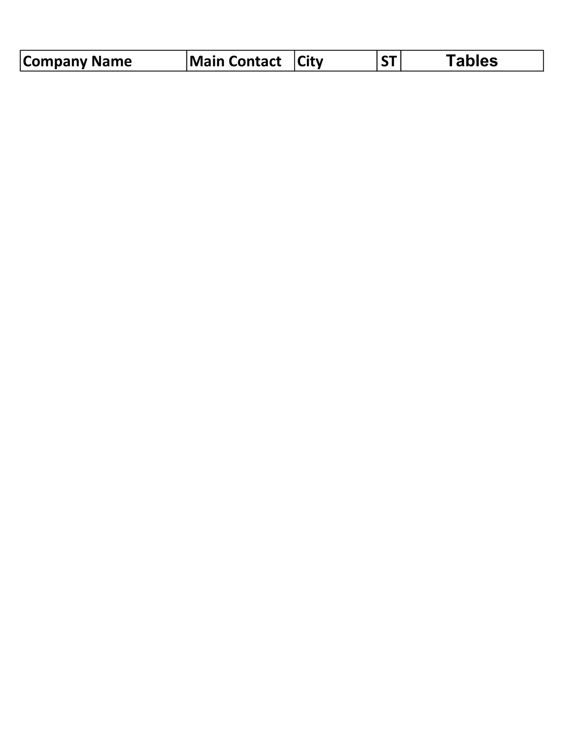| Company Name | Main Contact | City | ST | Tables |
| --- | --- | --- | --- | --- |